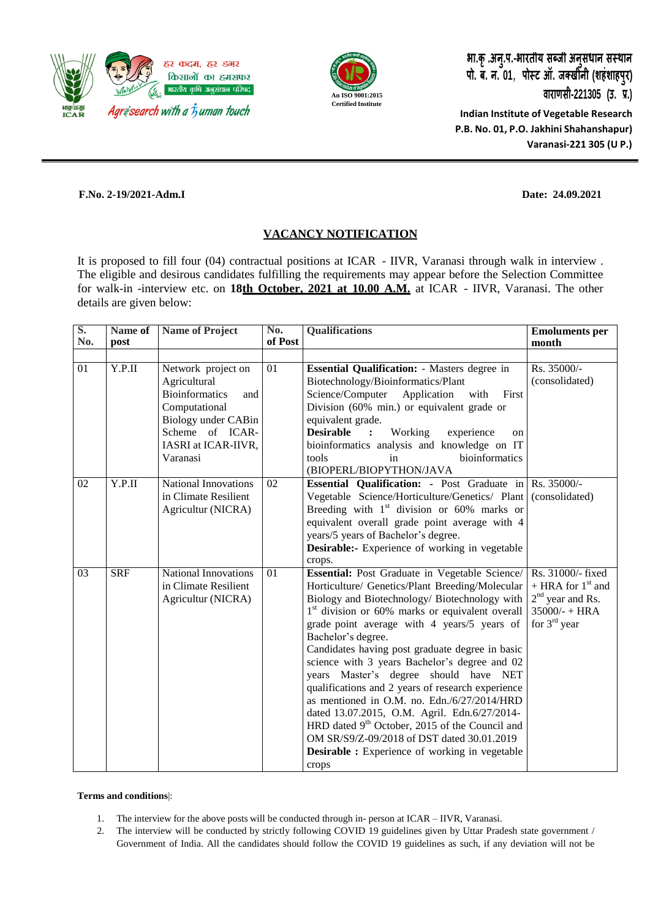भा.कृ .अनु.प.-भारतीय सब्जी अनुसंधान संस्थान
पो. ब. न. 01, पोस्ट ऑ. जक्खीनी (शहंशाहपुर)
वाराणसी-221305 (उ. प्र.)

**Indian Institute of Vegetable Research**
**P.B. No. 01, P.O. Jakhini Shahanshapur)**
**Varanasi-221 305 (U P.)**

हर कदम, हर डगर किसानों का हमसफर
भारतीय कृषि अनुसंधान परिषद
Agrisearch with a human touch

An ISO 9001:2015 Certified Institute

**F.No. 2-19/2021-Adm.I** **Date: 24.09.2021**

## VACANCY NOTIFICATION

It is proposed to fill four (04) contractual positions at ICAR - IIVR, Varanasi through walk in interview . The eligible and desirous candidates fulfilling the requirements may appear before the Selection Committee for walk-in -interview etc. on **18th October, 2021 at 10.00 A.M.** at ICAR - IIVR, Varanasi. The other details are given below:

| S. No. | Name of post | Name of Project | No. of Post | Qualifications | Emoluments per month |
|---|---|---|---|---|---|
| 01 | Y.P.II | Network project on Agricultural Bioinformatics and Computational Biology under CABin Scheme of ICAR-IASRI at ICAR-IIVR, Varanasi | 01 | **Essential Qualification:** - Masters degree in Biotechnology/Bioinformatics/Plant Science/Computer Application with First Division (60% min.) or equivalent grade or equivalent grade. **Desirable :** Working experience on bioinformatics analysis and knowledge on IT tools in bioinformatics (BIOPERL/BIOPYTHON/JAVA | Rs. 35000/- (consolidated) |
| 02 | Y.P.II | National Innovations in Climate Resilient Agricultur (NICRA) | 02 | **Essential Qualification: -** Post Graduate in Vegetable Science/Horticulture/Genetics/ Plant Breeding with 1st division or 60% marks or equivalent overall grade point average with 4 years/5 years of Bachelor's degree. **Desirable:-** Experience of working in vegetable crops. | Rs. 35000/- (consolidated) |
| 03 | SRF | National Innovations in Climate Resilient Agricultur (NICRA) | 01 | **Essential:** Post Graduate in Vegetable Science/ Horticulture/ Genetics/Plant Breeding/Molecular Biology and Biotechnology/ Biotechnology with 1st division or 60% marks or equivalent overall grade point average with 4 years/5 years of Bachelor's degree. Candidates having post graduate degree in basic science with 3 years Bachelor's degree and 02 years Master's degree should have NET qualifications and 2 years of research experience as mentioned in O.M. no. Edn./6/27/2014/HRD dated 13.07.2015, O.M. Agril. Edn.6/27/2014-HRD dated 9th October, 2015 of the Council and OM SR/S9/Z-09/2018 of DST dated 30.01.2019 **Desirable :** Experience of working in vegetable crops | Rs. 31000/- fixed + HRA for 1st and 2nd year and Rs. 35000/- + HRA for 3rd year |

**Terms and conditions**|:

1. The interview for the above posts will be conducted through in- person at ICAR – IIVR, Varanasi.
2. The interview will be conducted by strictly following COVID 19 guidelines given by Uttar Pradesh state government / Government of India. All the candidates should follow the COVID 19 guidelines as such, if any deviation will not be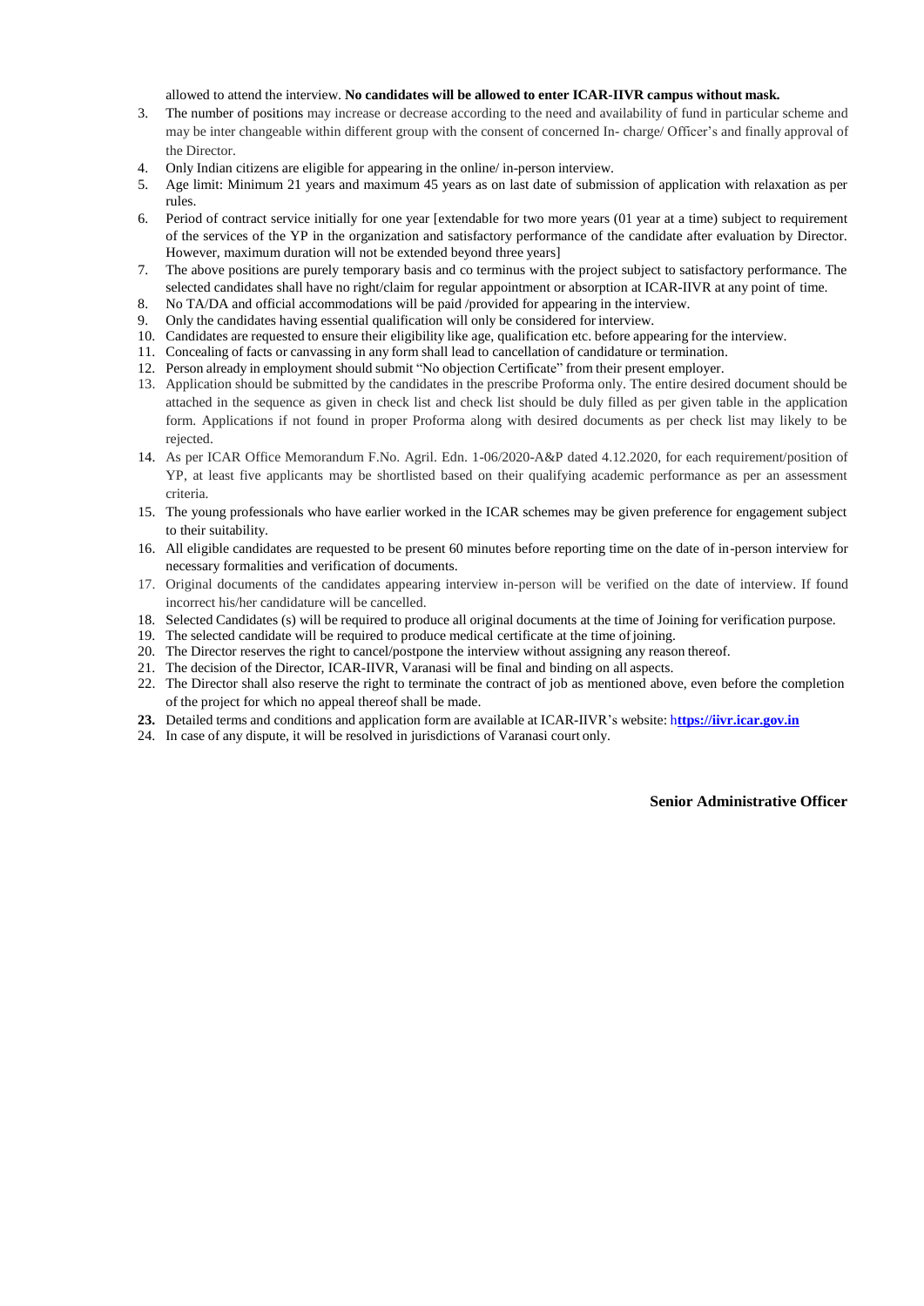allowed to attend the interview. **No candidates will be allowed to enter ICAR-IIVR campus without mask.**

3. The number of positions may increase or decrease according to the need and availability of fund in particular scheme and may be inter changeable within different group with the consent of concerned In- charge/ Officer's and finally approval of the Director.
4. Only Indian citizens are eligible for appearing in the online/ in-person interview.
5. Age limit: Minimum 21 years and maximum 45 years as on last date of submission of application with relaxation as per rules.
6. Period of contract service initially for one year [extendable for two more years (01 year at a time) subject to requirement of the services of the YP in the organization and satisfactory performance of the candidate after evaluation by Director. However, maximum duration will not be extended beyond three years]
7. The above positions are purely temporary basis and co terminus with the project subject to satisfactory performance. The selected candidates shall have no right/claim for regular appointment or absorption at ICAR-IIVR at any point of time.
8. No TA/DA and official accommodations will be paid /provided for appearing in the interview.
9. Only the candidates having essential qualification will only be considered for interview.
10. Candidates are requested to ensure their eligibility like age, qualification etc. before appearing for the interview.
11. Concealing of facts or canvassing in any form shall lead to cancellation of candidature or termination.
12. Person already in employment should submit "No objection Certificate" from their present employer.
13. Application should be submitted by the candidates in the prescribe Proforma only. The entire desired document should be attached in the sequence as given in check list and check list should be duly filled as per given table in the application form. Applications if not found in proper Proforma along with desired documents as per check list may likely to be rejected.
14. As per ICAR Office Memorandum F.No. Agril. Edn. 1-06/2020-A&P dated 4.12.2020, for each requirement/position of YP, at least five applicants may be shortlisted based on their qualifying academic performance as per an assessment criteria.
15. The young professionals who have earlier worked in the ICAR schemes may be given preference for engagement subject to their suitability.
16. All eligible candidates are requested to be present 60 minutes before reporting time on the date of in-person interview for necessary formalities and verification of documents.
17. Original documents of the candidates appearing interview in-person will be verified on the date of interview. If found incorrect his/her candidature will be cancelled.
18. Selected Candidates (s) will be required to produce all original documents at the time of Joining for verification purpose.
19. The selected candidate will be required to produce medical certificate at the time of joining.
20. The Director reserves the right to cancel/postpone the interview without assigning any reason thereof.
21. The decision of the Director, ICAR-IIVR, Varanasi will be final and binding on all aspects.
22. The Director shall also reserve the right to terminate the contract of job as mentioned above, even before the completion of the project for which no appeal thereof shall be made.
23. Detailed terms and conditions and application form are available at ICAR-IIVR's website: h**ttps://iivr.icar.gov.in**
24. In case of any dispute, it will be resolved in jurisdictions of Varanasi court only.

**Senior Administrative Officer**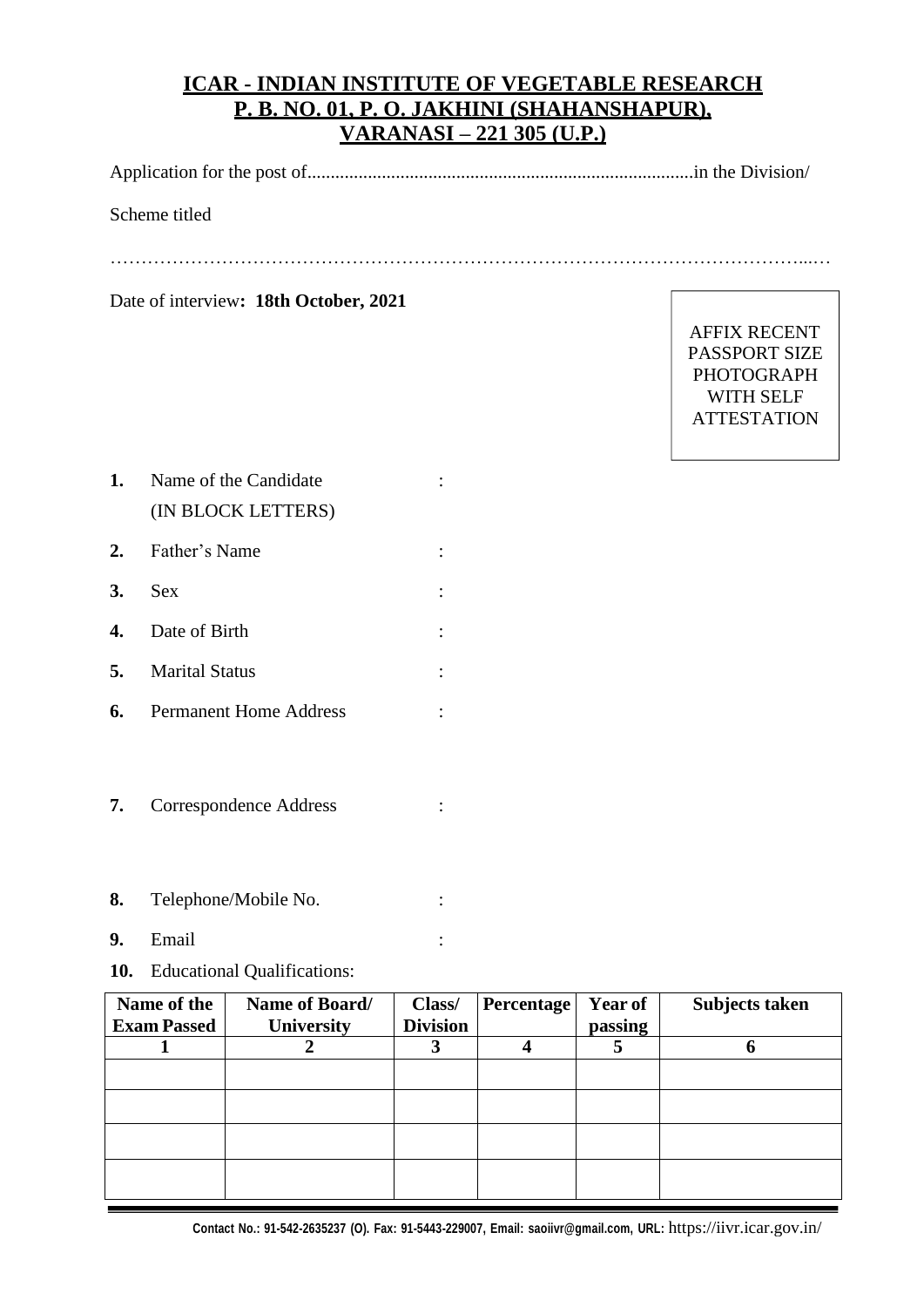# ICAR - INDIAN INSTITUTE OF VEGETABLE RESEARCH
## P. B. NO. 01, P. O. JAKHINI (SHAHANSHAPUR), VARANASI – 221 305 (U.P.)

Application for the post of...................................................................................in the Division/

Scheme titled

…………………………………………………………………………………………………...…

Date of interview**: 18th October, 2021**

AFFIX RECENT PASSPORT SIZE PHOTOGRAPH WITH SELF ATTESTATION

**1.** Name of the Candidate (IN BLOCK LETTERS) :

**2.** Father's Name :

**3.** Sex :

**4.** Date of Birth :

**5.** Marital Status :

**6.** Permanent Home Address :

**7.** Correspondence Address :

**8.** Telephone/Mobile No. :

**9.** Email :

**10.** Educational Qualifications:

| Name of the Exam Passed | Name of Board/ University | Class/ Division | Percentage | Year of passing | Subjects taken |
|---|---|---|---|---|---|
| 1 | 2 | 3 | 4 | 5 | 6 |
| | | | | | |
| | | | | | |
| | | | | | |
| | | | | | |

**Contact No.: 91-542-2635237 (O). Fax: 91-5443-229007, Email: saoiivr@gmail.com, URL:** https://iivr.icar.gov.in/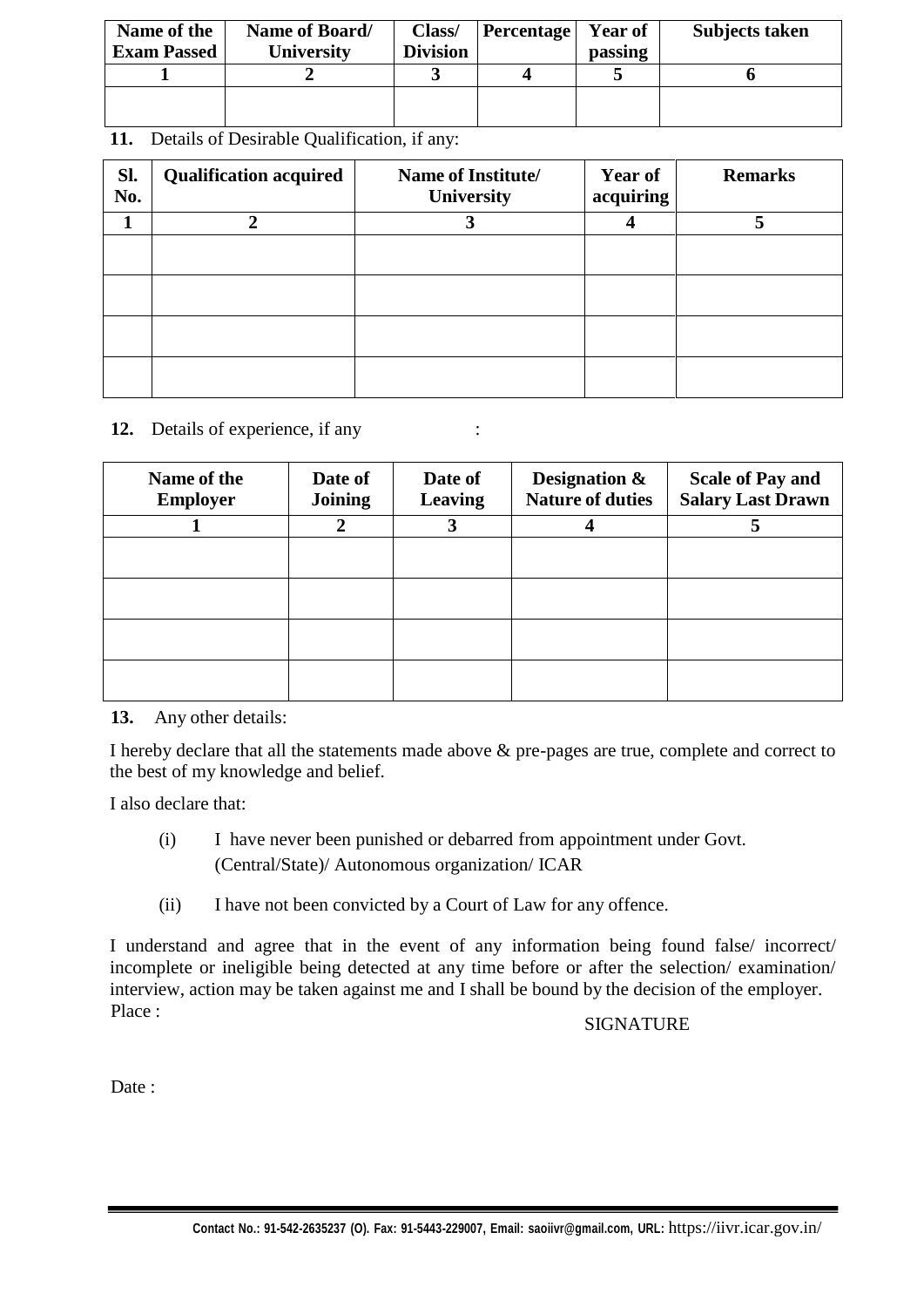| Name of the Exam Passed | Name of Board/ University | Class/ Division | Percentage | Year of passing | Subjects taken |
|---|---|---|---|---|---|
| 1 | 2 | 3 | 4 | 5 | 6 |
| | | | | | |

**11.** Details of Desirable Qualification, if any:

| Sl. No. | Qualification acquired | Name of Institute/ University | Year of acquiring | Remarks |
|---|---|---|---|---|
| 1 | 2 | 3 | 4 | 5 |
| | | | | |
| | | | | |
| | | | | |
| | | | | |

**12.** Details of experience, if any :

| Name of the Employer | Date of Joining | Date of Leaving | Designation & Nature of duties | Scale of Pay and Salary Last Drawn |
|---|---|---|---|---|
| 1 | 2 | 3 | 4 | 5 |
| | | | | |
| | | | | |
| | | | | |
| | | | | |

**13.** Any other details:

I hereby declare that all the statements made above & pre-pages are true, complete and correct to the best of my knowledge and belief.

I also declare that:

(i) I have never been punished or debarred from appointment under Govt. (Central/State)/ Autonomous organization/ ICAR

(ii) I have not been convicted by a Court of Law for any offence.

I understand and agree that in the event of any information being found false/ incorrect/ incomplete or ineligible being detected at any time before or after the selection/ examination/ interview, action may be taken against me and I shall be bound by the decision of the employer.

Place :

SIGNATURE

Date :

Contact No.: 91-542-2635237 (O). Fax: 91-5443-229007, Email: saoiivr@gmail.com, URL: https://iivr.icar.gov.in/